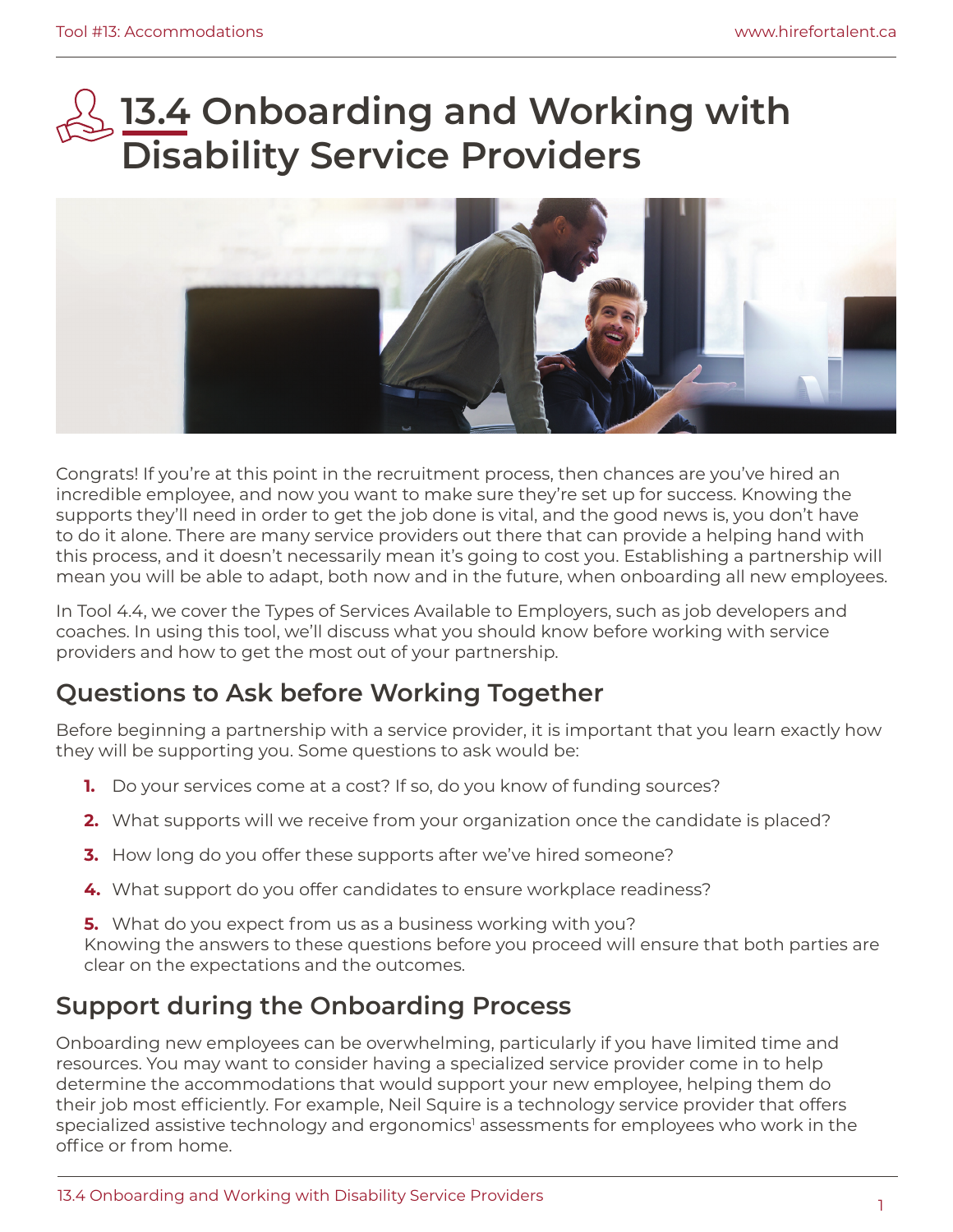# 13.4 Onboarding and Working with Disability Service Providers

Congrats! If you're at this point in the recruitment process, then chances are you've hired an incredible employee, and now you want to make sure they're set up for success. Knowing the supports they'll need in order to get the job done is vital, and the good news is, you don't have to do it alone. There are many service providers out there that can provide a helping hand with this process, and it doesn't necessarily mean it's going to cost you. Establishing a partnership will mean you will be able to adapt, both now and in the future, when onboarding all new employees.

In Tool 4.4, we cover the Types of Services Available to Employers, such as job developers and coaches. In using this tool, we'll discuss what you should know before working with service providers and how to get the most out of your partnership.

## Questions to Ask before Working Together

Before beginning a partnership with a service provider, it is important that you learn exactly how they will be supporting you. Some questions to ask would be:

1. Do your services come at a cost? If so, do you know of funding sources?
2. What supports will we receive from your organization once the candidate is placed?
3. How long do you offer these supports after we've hired someone?
4. What support do you offer candidates to ensure workplace readiness?
5. What do you expect from us as a business working with you?

Knowing the answers to these questions before you proceed will ensure that both parties are clear on the expectations and the outcomes.

## Support during the Onboarding Process

Onboarding new employees can be overwhelming, particularly if you have limited time and resources. You may want to consider having a specialized service provider come in to help determine the accommodations that would support your new employee, helping them do their job most efficiently. For example, Neil Squire is a technology service provider that offers specialized assistive technology and ergonomics[1] assessments for employees who work in the office or from home.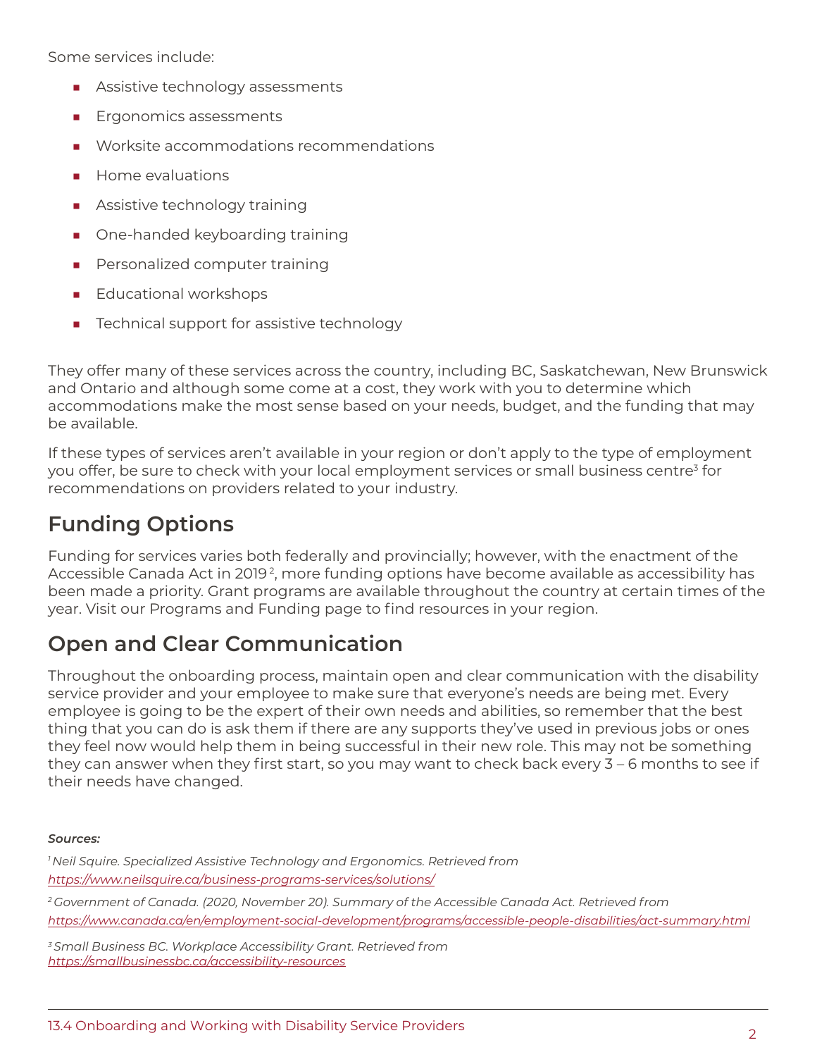Some services include:

- Assistive technology assessments
- Ergonomics assessments
- Worksite accommodations recommendations
- Home evaluations
- Assistive technology training
- One-handed keyboarding training
- Personalized computer training
- Educational workshops
- Technical support for assistive technology

They offer many of these services across the country, including BC, Saskatchewan, New Brunswick and Ontario and although some come at a cost, they work with you to determine which accommodations make the most sense based on your needs, budget, and the funding that may be available.

If these types of services aren't available in your region or don't apply to the type of employment you offer, be sure to check with your local employment services or small business centre[3] for recommendations on providers related to your industry.

## Funding Options

Funding for services varies both federally and provincially; however, with the enactment of the Accessible Canada Act in 2019[2], more funding options have become available as accessibility has been made a priority. Grant programs are available throughout the country at certain times of the year. Visit our Programs and Funding page to find resources in your region.

## Open and Clear Communication

Throughout the onboarding process, maintain open and clear communication with the disability service provider and your employee to make sure that everyone's needs are being met. Every employee is going to be the expert of their own needs and abilities, so remember that the best thing that you can do is ask them if there are any supports they've used in previous jobs or ones they feel now would help them in being successful in their new role. This may not be something they can answer when they first start, so you may want to check back every 3 – 6 months to see if their needs have changed.

***Sources:***

*[1] Neil Squire. Specialized Assistive Technology and Ergonomics. Retrieved from* *https://www.neilsquire.ca/business-programs-services/solutions/*

*[2] Government of Canada. (2020, November 20). Summary of the Accessible Canada Act. Retrieved from* *https://www.canada.ca/en/employment-social-development/programs/accessible-people-disabilities/act-summary.html*

*[3] Small Business BC. Workplace Accessibility Grant. Retrieved from* *https://smallbusinessbc.ca/accessibility-resources*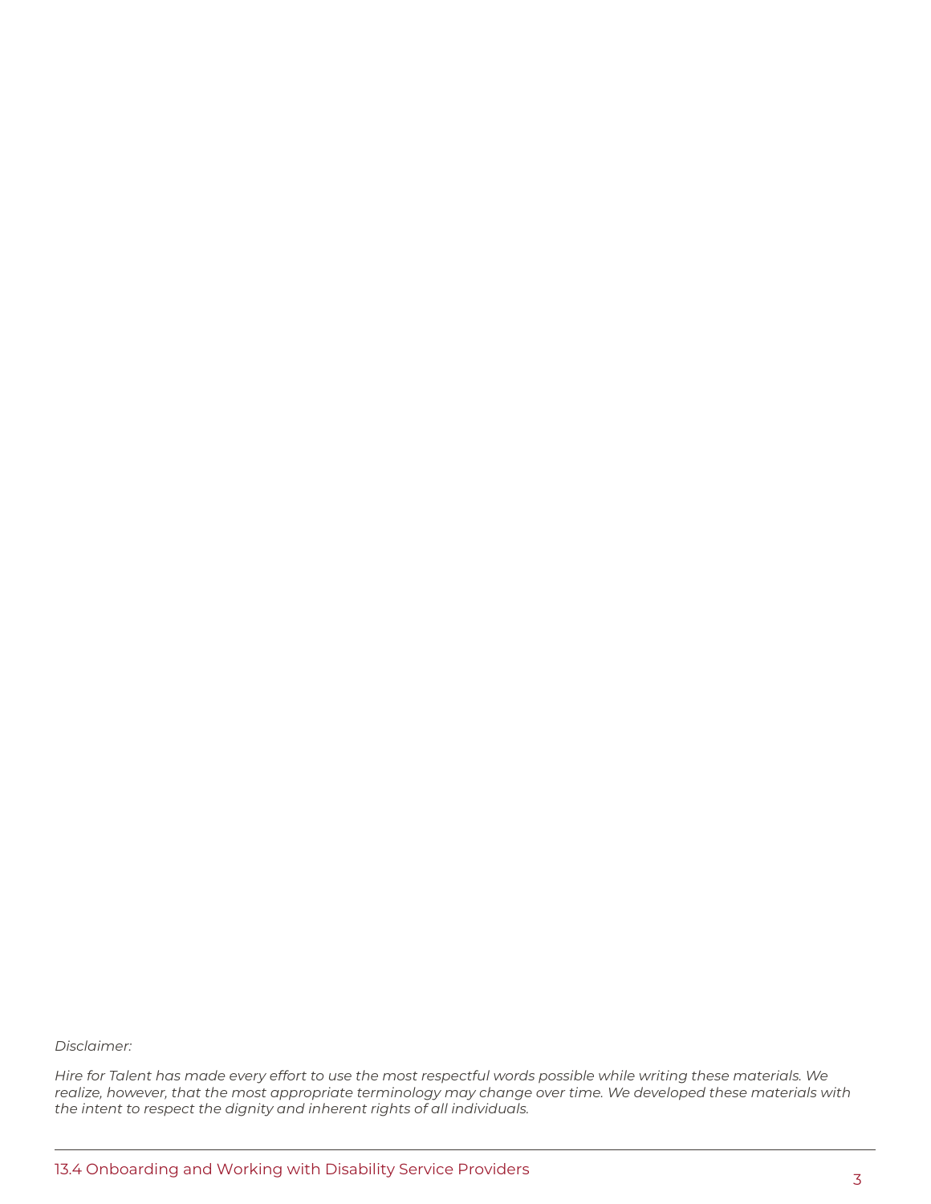*Disclaimer:*

*Hire for Talent has made every effort to use the most respectful words possible while writing these materials. We realize, however, that the most appropriate terminology may change over time. We developed these materials with the intent to respect the dignity and inherent rights of all individuals.*